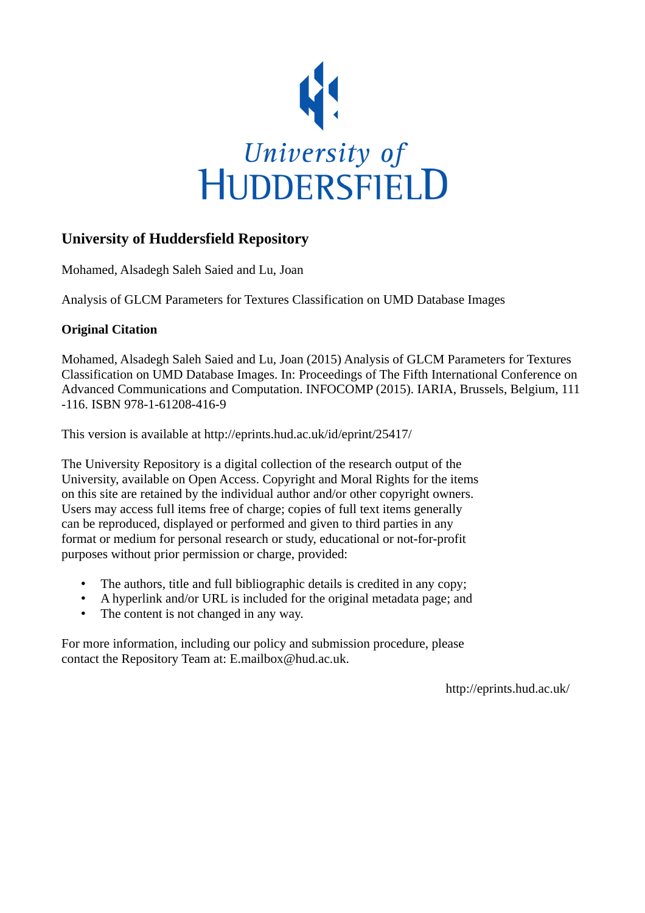University of HUDDERSFIELD

# University of Huddersfield Repository

Mohamed, Alsadegh Saleh Saied and Lu, Joan

Analysis of GLCM Parameters for Textures Classification on UMD Database Images

## Original Citation

Mohamed, Alsadegh Saleh Saied and Lu, Joan (2015) Analysis of GLCM Parameters for Textures Classification on UMD Database Images. In: Proceedings of The Fifth International Conference on Advanced Communications and Computation. INFOCOMP (2015). IARIA, Brussels, Belgium, 111 -116. ISBN 978-1-61208-416-9

This version is available at http://eprints.hud.ac.uk/id/eprint/25417/

The University Repository is a digital collection of the research output of the University, available on Open Access. Copyright and Moral Rights for the items on this site are retained by the individual author and/or other copyright owners. Users may access full items free of charge; copies of full text items generally can be reproduced, displayed or performed and given to third parties in any format or medium for personal research or study, educational or not-for-profit purposes without prior permission or charge, provided:

- The authors, title and full bibliographic details is credited in any copy;
- A hyperlink and/or URL is included for the original metadata page; and
- The content is not changed in any way.

For more information, including our policy and submission procedure, please contact the Repository Team at: E.mailbox@hud.ac.uk.

http://eprints.hud.ac.uk/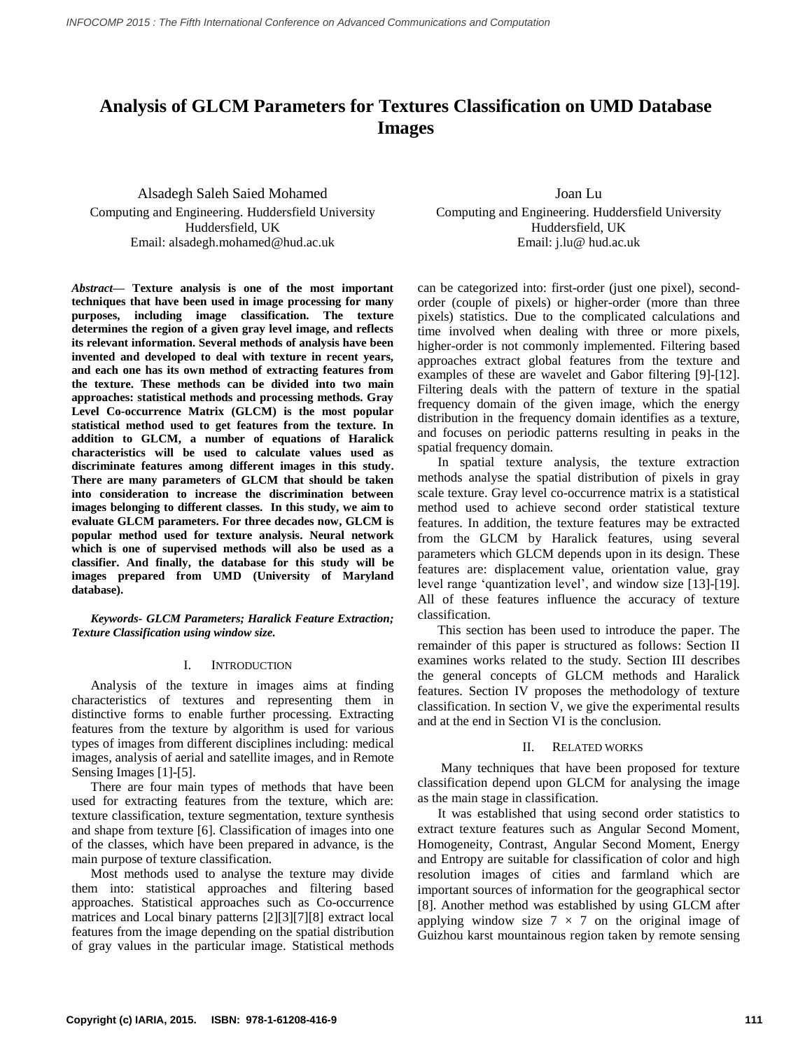# Analysis of GLCM Parameters for Textures Classification on UMD Database Images

Alsadegh Saleh Saied Mohamed
Computing and Engineering. Huddersfield University
Huddersfield, UK
Email: alsadegh.mohamed@hud.ac.uk

Joan Lu
Computing and Engineering. Huddersfield University
Huddersfield, UK
Email: j.lu@ hud.ac.uk

***Abstract*— Texture analysis is one of the most important techniques that have been used in image processing for many purposes, including image classification. The texture determines the region of a given gray level image, and reflects its relevant information. Several methods of analysis have been invented and developed to deal with texture in recent years, and each one has its own method of extracting features from the texture. These methods can be divided into two main approaches: statistical methods and processing methods. Gray Level Co-occurrence Matrix (GLCM) is the most popular statistical method used to get features from the texture. In addition to GLCM, a number of equations of Haralick characteristics will be used to calculate values used as discriminate features among different images in this study. There are many parameters of GLCM that should be taken into consideration to increase the discrimination between images belonging to different classes. In this study, we aim to evaluate GLCM parameters. For three decades now, GLCM is popular method used for texture analysis. Neural network which is one of supervised methods will also be used as a classifier. And finally, the database for this study will be images prepared from UMD (University of Maryland database).**

***Keywords- GLCM Parameters; Haralick Feature Extraction; Texture Classification using window size.***

## I. INTRODUCTION

Analysis of the texture in images aims at finding characteristics of textures and representing them in distinctive forms to enable further processing. Extracting features from the texture by algorithm is used for various types of images from different disciplines including: medical images, analysis of aerial and satellite images, and in Remote Sensing Images [1]-[5].

There are four main types of methods that have been used for extracting features from the texture, which are: texture classification, texture segmentation, texture synthesis and shape from texture [6]. Classification of images into one of the classes, which have been prepared in advance, is the main purpose of texture classification.

Most methods used to analyse the texture may divide them into: statistical approaches and filtering based approaches. Statistical approaches such as Co-occurrence matrices and Local binary patterns [2][3][7][8] extract local features from the image depending on the spatial distribution of gray values in the particular image. Statistical methods can be categorized into: first-order (just one pixel), second-order (couple of pixels) or higher-order (more than three pixels) statistics. Due to the complicated calculations and time involved when dealing with three or more pixels, higher-order is not commonly implemented. Filtering based approaches extract global features from the texture and examples of these are wavelet and Gabor filtering [9]-[12]. Filtering deals with the pattern of texture in the spatial frequency domain of the given image, which the energy distribution in the frequency domain identifies as a texture, and focuses on periodic patterns resulting in peaks in the spatial frequency domain.

In spatial texture analysis, the texture extraction methods analyse the spatial distribution of pixels in gray scale texture. Gray level co-occurrence matrix is a statistical method used to achieve second order statistical texture features. In addition, the texture features may be extracted from the GLCM by Haralick features, using several parameters which GLCM depends upon in its design. These features are: displacement value, orientation value, gray level range 'quantization level', and window size [13]-[19]. All of these features influence the accuracy of texture classification.

This section has been used to introduce the paper. The remainder of this paper is structured as follows: Section II examines works related to the study. Section III describes the general concepts of GLCM methods and Haralick features. Section IV proposes the methodology of texture classification. In section V, we give the experimental results and at the end in Section VI is the conclusion.

## II. RELATED WORKS

Many techniques that have been proposed for texture classification depend upon GLCM for analysing the image as the main stage in classification.

It was established that using second order statistics to extract texture features such as Angular Second Moment, Homogeneity, Contrast, Angular Second Moment, Energy and Entropy are suitable for classification of color and high resolution images of cities and farmland which are important sources of information for the geographical sector [8]. Another method was established by using GLCM after applying window size $7 \times 7$ on the original image of Guizhou karst mountainous region taken by remote sensing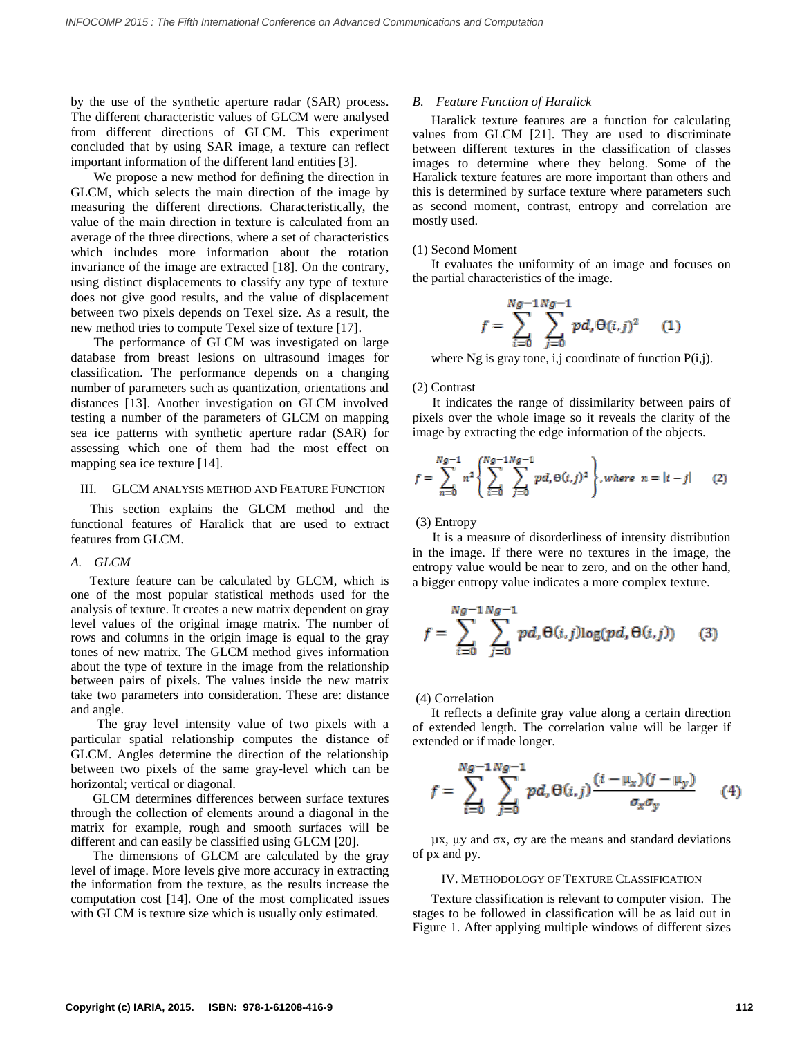by the use of the synthetic aperture radar (SAR) process. The different characteristic values of GLCM were analysed from different directions of GLCM. This experiment concluded that by using SAR image, a texture can reflect important information of the different land entities [3].

We propose a new method for defining the direction in GLCM, which selects the main direction of the image by measuring the different directions. Characteristically, the value of the main direction in texture is calculated from an average of the three directions, where a set of characteristics which includes more information about the rotation invariance of the image are extracted [18]. On the contrary, using distinct displacements to classify any type of texture does not give good results, and the value of displacement between two pixels depends on Texel size. As a result, the new method tries to compute Texel size of texture [17].

The performance of GLCM was investigated on large database from breast lesions on ultrasound images for classification. The performance depends on a changing number of parameters such as quantization, orientations and distances [13]. Another investigation on GLCM involved testing a number of the parameters of GLCM on mapping sea ice patterns with synthetic aperture radar (SAR) for assessing which one of them had the most effect on mapping sea ice texture [14].

## III. GLCM ANALYSIS METHOD AND FEATURE FUNCTION

This section explains the GLCM method and the functional features of Haralick that are used to extract features from GLCM.

### *A. GLCM*

Texture feature can be calculated by GLCM, which is one of the most popular statistical methods used for the analysis of texture. It creates a new matrix dependent on gray level values of the original image matrix. The number of rows and columns in the origin image is equal to the gray tones of new matrix. The GLCM method gives information about the type of texture in the image from the relationship between pairs of pixels. The values inside the new matrix take two parameters into consideration. These are: distance and angle.

The gray level intensity value of two pixels with a particular spatial relationship computes the distance of GLCM. Angles determine the direction of the relationship between two pixels of the same gray-level which can be horizontal; vertical or diagonal.

GLCM determines differences between surface textures through the collection of elements around a diagonal in the matrix for example, rough and smooth surfaces will be different and can easily be classified using GLCM [20].

The dimensions of GLCM are calculated by the gray level of image. More levels give more accuracy in extracting the information from the texture, as the results increase the computation cost [14]. One of the most complicated issues with GLCM is texture size which is usually only estimated.

### *B. Feature Function of Haralick*

Haralick texture features are a function for calculating values from GLCM [21]. They are used to discriminate between different textures in the classification of classes images to determine where they belong. Some of the Haralick texture features are more important than others and this is determined by surface texture where parameters such as second moment, contrast, entropy and correlation are mostly used.

(1) Second Moment

It evaluates the uniformity of an image and focuses on the partial characteristics of the image.

$$f = \sum_{i=0}^{Ng-1} \sum_{j=0}^{Ng-1} pd,\Theta(i,j)^2 \qquad (1)$$

where Ng is gray tone, i,j coordinate of function P(i,j).

(2) Contrast

It indicates the range of dissimilarity between pairs of pixels over the whole image so it reveals the clarity of the image by extracting the edge information of the objects.

$$f = \sum_{n=0}^{Ng-1} n^2 \left\{ \sum_{i=0}^{Ng-1} \sum_{j=0}^{Ng-1} pd,\Theta(i,j)^2 \right\}, where \ \ n = |i-j| \qquad (2)$$

(3) Entropy

It is a measure of disorderliness of intensity distribution in the image. If there were no textures in the image, the entropy value would be near to zero, and on the other hand, a bigger entropy value indicates a more complex texture.

$$f = \sum_{i=0}^{Ng-1} \sum_{j=0}^{Ng-1} pd,\Theta(i,j) \log(pd,\Theta(i,j)) \qquad (3)$$

(4) Correlation

It reflects a definite gray value along a certain direction of extended length. The correlation value will be larger if extended or if made longer.

$$f = \sum_{i=0}^{Ng-1} \sum_{j=0}^{Ng-1} pd,\Theta(i,j) \frac{(i-\mu_x)(j-\mu_y)}{\sigma_x \sigma_y} \qquad (4)$$

$\mu x$, $\mu y$ and $\sigma x$, $\sigma y$ are the means and standard deviations of px and py.

## IV. METHODOLOGY OF TEXTURE CLASSIFICATION

Texture classification is relevant to computer vision. The stages to be followed in classification will be as laid out in Figure 1. After applying multiple windows of different sizes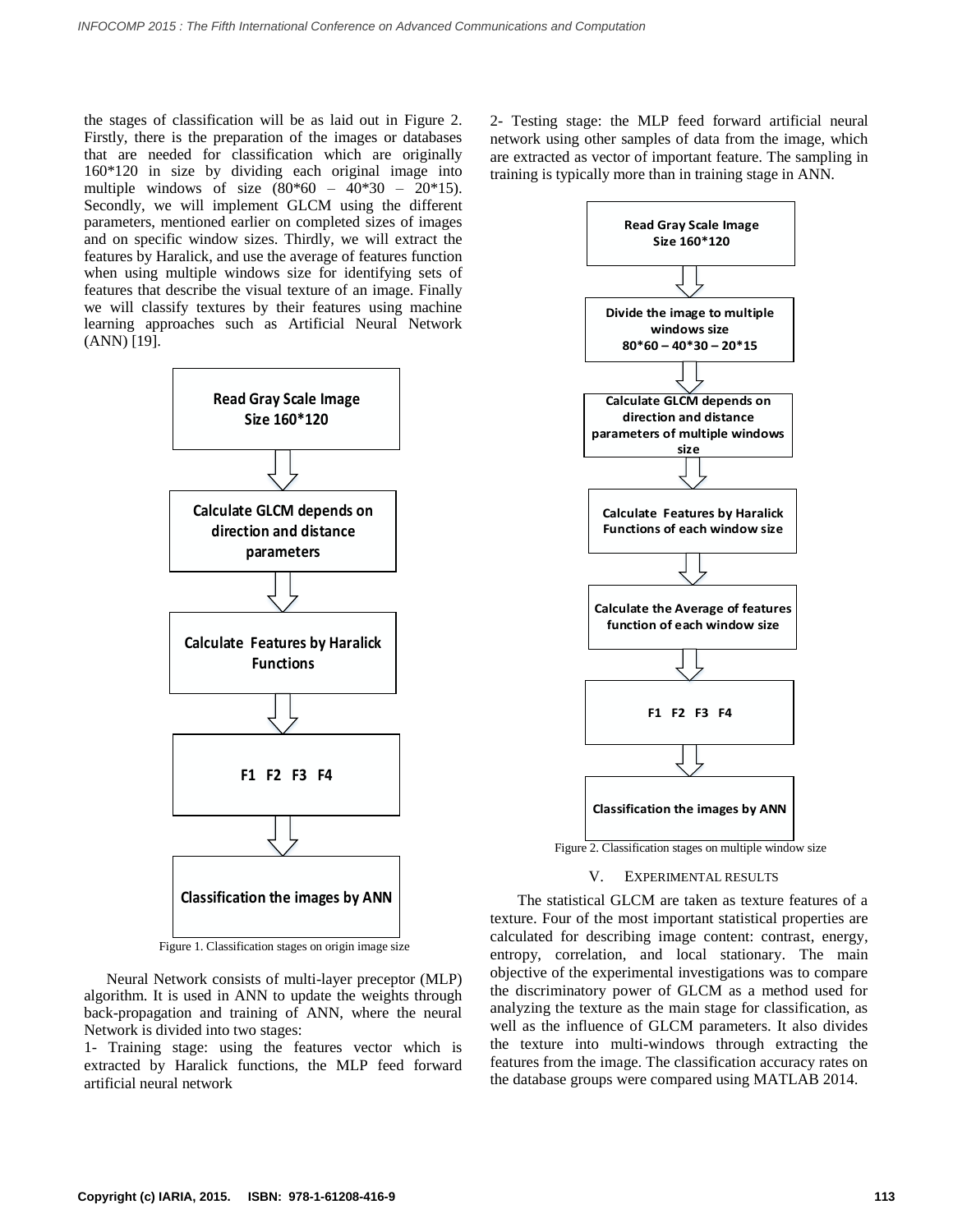the stages of classification will be as laid out in Figure 2. Firstly, there is the preparation of the images or databases that are needed for classification which are originally 160*120 in size by dividing each original image into multiple windows of size (80*60 – 40*30 – 20*15). Secondly, we will implement GLCM using the different parameters, mentioned earlier on completed sizes of images and on specific window sizes. Thirdly, we will extract the features by Haralick, and use the average of features function when using multiple windows size for identifying sets of features that describe the visual texture of an image. Finally we will classify textures by their features using machine learning approaches such as Artificial Neural Network (ANN) [19].

**Read Gray Scale Image Size 160*120**

⇩

**Calculate GLCM depends on direction and distance parameters**

⇩

**Calculate Features by Haralick Functions**

⇩

**F1 F2 F3 F4**

⇩

**Classification the images by ANN**

Figure 1. Classification stages on origin image size

Neural Network consists of multi-layer preceptor (MLP) algorithm. It is used in ANN to update the weights through back-propagation and training of ANN, where the neural Network is divided into two stages:

1- Training stage: using the features vector which is extracted by Haralick functions, the MLP feed forward artificial neural network

2- Testing stage: the MLP feed forward artificial neural network using other samples of data from the image, which are extracted as vector of important feature. The sampling in training is typically more than in training stage in ANN.

**Read Gray Scale Image Size 160*120**

⇩

**Divide the image to multiple windows size 80*60 – 40*30 – 20*15**

⇩

**Calculate GLCM depends on direction and distance parameters of multiple windows size**

⇩

**Calculate Features by Haralick Functions of each window size**

⇩

**Calculate the Average of features function of each window size**

⇩

**F1 F2 F3 F4**

⇩

**Classification the images by ANN**

Figure 2. Classification stages on multiple window size

## V. EXPERIMENTAL RESULTS

The statistical GLCM are taken as texture features of a texture. Four of the most important statistical properties are calculated for describing image content: contrast, energy, entropy, correlation, and local stationary. The main objective of the experimental investigations was to compare the discriminatory power of GLCM as a method used for analyzing the texture as the main stage for classification, as well as the influence of GLCM parameters. It also divides the texture into multi-windows through extracting the features from the image. The classification accuracy rates on the database groups were compared using MATLAB 2014.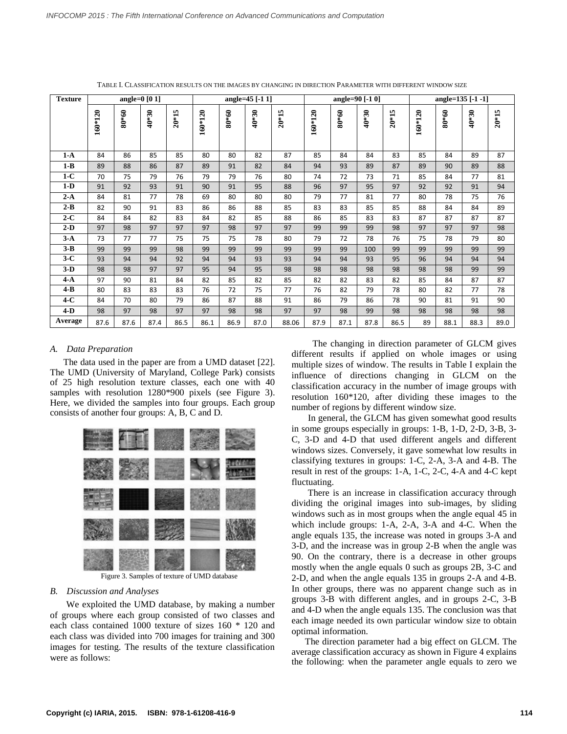TABLE I. CLASSIFICATION RESULTS ON THE IMAGES BY CHANGING IN DIRECTION PARAMETER WITH DIFFERENT WINDOW SIZE

| Texture | angle=0 [0 1] | | | | angle=45 [-1 1] | | | | angle=90 [-1 0] | | | | angle=135 [-1 -1] | | | |
|---|---|---|---|---|---|---|---|---|---|---|---|---|---|---|---|---|
| | 160*120 | 80*60 | 40*30 | 20*15 | 160*120 | 80*60 | 40*30 | 20*15 | 160*120 | 80*60 | 40*30 | 20*15 | 160*120 | 80*60 | 40*30 | 20*15 |
| 1-A | 84 | 86 | 85 | 85 | 80 | 80 | 82 | 87 | 85 | 84 | 84 | 83 | 85 | 84 | 89 | 87 |
| 1-B | 89 | 88 | 86 | 87 | 89 | 91 | 82 | 84 | 94 | 93 | 89 | 87 | 89 | 90 | 89 | 88 |
| 1-C | 70 | 75 | 79 | 76 | 79 | 79 | 76 | 80 | 74 | 72 | 73 | 71 | 85 | 84 | 77 | 81 |
| 1-D | 91 | 92 | 93 | 91 | 90 | 91 | 95 | 88 | 96 | 97 | 95 | 97 | 92 | 92 | 91 | 94 |
| 2-A | 84 | 81 | 77 | 78 | 69 | 80 | 80 | 80 | 79 | 77 | 81 | 77 | 80 | 78 | 75 | 76 |
| 2-B | 82 | 90 | 91 | 83 | 86 | 86 | 88 | 85 | 83 | 83 | 85 | 85 | 88 | 84 | 84 | 89 |
| 2-C | 84 | 84 | 82 | 83 | 84 | 82 | 85 | 88 | 86 | 85 | 83 | 83 | 87 | 87 | 87 | 87 |
| 2-D | 97 | 98 | 97 | 97 | 97 | 98 | 97 | 97 | 99 | 99 | 99 | 98 | 97 | 97 | 97 | 98 |
| 3-A | 73 | 77 | 77 | 75 | 75 | 75 | 78 | 80 | 79 | 72 | 78 | 76 | 75 | 78 | 79 | 80 |
| 3-B | 99 | 99 | 99 | 98 | 99 | 99 | 99 | 99 | 99 | 99 | 100 | 99 | 99 | 99 | 99 | 99 |
| 3-C | 93 | 94 | 94 | 92 | 94 | 94 | 93 | 93 | 94 | 94 | 93 | 95 | 96 | 94 | 94 | 94 |
| 3-D | 98 | 98 | 97 | 97 | 95 | 94 | 95 | 98 | 98 | 98 | 98 | 98 | 98 | 98 | 99 | 99 |
| 4-A | 97 | 90 | 81 | 84 | 82 | 85 | 82 | 85 | 82 | 82 | 83 | 82 | 85 | 84 | 87 | 87 |
| 4-B | 80 | 83 | 83 | 83 | 76 | 72 | 75 | 77 | 76 | 82 | 79 | 78 | 80 | 82 | 77 | 78 |
| 4-C | 84 | 70 | 80 | 79 | 86 | 87 | 88 | 91 | 86 | 79 | 86 | 78 | 90 | 81 | 91 | 90 |
| 4-D | 98 | 97 | 98 | 97 | 97 | 98 | 98 | 97 | 97 | 98 | 99 | 98 | 98 | 98 | 98 | 98 |
| Average | 87.6 | 87.6 | 87.4 | 86.5 | 86.1 | 86.9 | 87.0 | 88.06 | 87.9 | 87.1 | 87.8 | 86.5 | 89 | 88.1 | 88.3 | 89.0 |

### A. *Data Preparation*

The data used in the paper are from a UMD dataset [22]. The UMD (University of Maryland, College Park) consists of 25 high resolution texture classes, each one with 40 samples with resolution 1280*900 pixels (see Figure 3). Here, we divided the samples into four groups. Each group consists of another four groups: A, B, C and D.

Figure 3. Samples of texture of UMD database

### B. *Discussion and Analyses*

We exploited the UMD database, by making a number of groups where each group consisted of two classes and each class contained 1000 texture of sizes 160 * 120 and each class was divided into 700 images for training and 300 images for testing. The results of the texture classification were as follows:

The changing in direction parameter of GLCM gives different results if applied on whole images or using multiple sizes of window. The results in Table I explain the influence of directions changing in GLCM on the classification accuracy in the number of image groups with resolution 160*120, after dividing these images to the number of regions by different window size.

In general, the GLCM has given somewhat good results in some groups especially in groups: 1-B, 1-D, 2-D, 3-B, 3-C, 3-D and 4-D that used different angels and different windows sizes. Conversely, it gave somewhat low results in classifying textures in groups: 1-C, 2-A, 3-A and 4-B. The result in rest of the groups: 1-A, 1-C, 2-C, 4-A and 4-C kept fluctuating.

There is an increase in classification accuracy through dividing the original images into sub-images, by sliding windows such as in most groups when the angle equal 45 in which include groups: 1-A, 2-A, 3-A and 4-C. When the angle equals 135, the increase was noted in groups 3-A and 3-D, and the increase was in group 2-B when the angle was 90. On the contrary, there is a decrease in other groups mostly when the angle equals 0 such as groups 2B, 3-C and 2-D, and when the angle equals 135 in groups 2-A and 4-B. In other groups, there was no apparent change such as in groups 3-B with different angles, and in groups 2-C, 3-B and 4-D when the angle equals 135. The conclusion was that each image needed its own particular window size to obtain optimal information.

The direction parameter had a big effect on GLCM. The average classification accuracy as shown in Figure 4 explains the following: when the parameter angle equals to zero we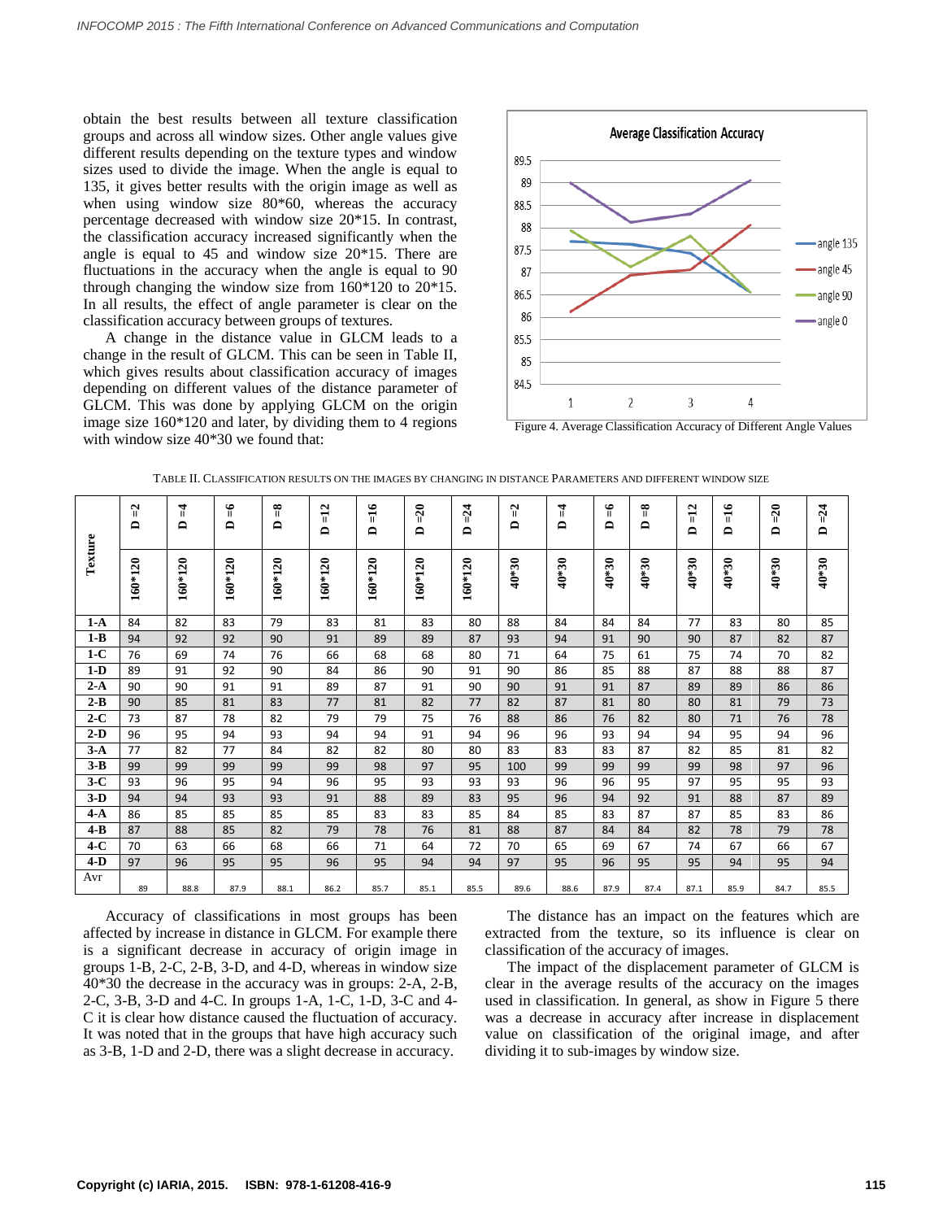obtain the best results between all texture classification groups and across all window sizes. Other angle values give different results depending on the texture types and window sizes used to divide the image. When the angle is equal to 135, it gives better results with the origin image as well as when using window size 80*60, whereas the accuracy percentage decreased with window size 20*15. In contrast, the classification accuracy increased significantly when the angle is equal to 45 and window size 20*15. There are fluctuations in the accuracy when the angle is equal to 90 through changing the window size from 160*120 to 20*15. In all results, the effect of angle parameter is clear on the classification accuracy between groups of textures.

A change in the distance value in GLCM leads to a change in the result of GLCM. This can be seen in Table II, which gives results about classification accuracy of images depending on different values of the distance parameter of GLCM. This was done by applying GLCM on the origin image size 160*120 and later, by dividing them to 4 regions with window size 40*30 we found that:

Figure 4. Average Classification Accuracy of Different Angle Values

TABLE II. CLASSIFICATION RESULTS ON THE IMAGES BY CHANGING IN DISTANCE PARAMETERS AND DIFFERENT WINDOW SIZE

| Texture | D =2 | D =4 | D =6 | D =8 | D =12 | D =16 | D =20 | D =24 | D =2 | D =4 | D =6 | D =8 | D =12 | D =16 | D =20 | D =24 |
|---|---|---|---|---|---|---|---|---|---|---|---|---|---|---|---|---|
| | 160*120 | 160*120 | 160*120 | 160*120 | 160*120 | 160*120 | 160*120 | 160*120 | 40*30 | 40*30 | 40*30 | 40*30 | 40*30 | 40*30 | 40*30 | 40*30 |
| 1-A | 84 | 82 | 83 | 79 | 83 | 81 | 83 | 80 | 88 | 84 | 84 | 84 | 77 | 83 | 80 | 85 |
| 1-B | 94 | 92 | 92 | 90 | 91 | 89 | 89 | 87 | 93 | 94 | 91 | 90 | 90 | 87 | 82 | 87 |
| 1-C | 76 | 69 | 74 | 76 | 66 | 68 | 68 | 80 | 71 | 64 | 75 | 61 | 75 | 74 | 70 | 82 |
| 1-D | 89 | 91 | 92 | 90 | 84 | 86 | 90 | 91 | 90 | 86 | 85 | 88 | 87 | 88 | 88 | 87 |
| 2-A | 90 | 90 | 91 | 91 | 89 | 87 | 91 | 90 | 90 | 91 | 91 | 87 | 89 | 89 | 86 | 86 |
| 2-B | 90 | 85 | 81 | 83 | 77 | 81 | 82 | 77 | 82 | 87 | 81 | 80 | 80 | 81 | 79 | 73 |
| 2-C | 73 | 87 | 78 | 82 | 79 | 79 | 75 | 76 | 88 | 86 | 76 | 82 | 80 | 71 | 76 | 78 |
| 2-D | 96 | 95 | 94 | 93 | 94 | 94 | 91 | 94 | 96 | 96 | 93 | 94 | 94 | 95 | 94 | 96 |
| 3-A | 77 | 82 | 77 | 84 | 82 | 82 | 80 | 80 | 83 | 83 | 83 | 87 | 82 | 85 | 81 | 82 |
| 3-B | 99 | 99 | 99 | 99 | 99 | 98 | 97 | 95 | 100 | 99 | 99 | 99 | 99 | 98 | 97 | 96 |
| 3-C | 93 | 96 | 95 | 94 | 96 | 95 | 93 | 93 | 93 | 96 | 96 | 95 | 97 | 95 | 95 | 93 |
| 3-D | 94 | 94 | 93 | 93 | 91 | 88 | 89 | 83 | 95 | 96 | 94 | 92 | 91 | 88 | 87 | 89 |
| 4-A | 86 | 85 | 85 | 85 | 85 | 83 | 83 | 85 | 84 | 85 | 83 | 87 | 87 | 85 | 83 | 86 |
| 4-B | 87 | 88 | 85 | 82 | 79 | 78 | 76 | 81 | 88 | 87 | 84 | 84 | 82 | 78 | 79 | 78 |
| 4-C | 70 | 63 | 66 | 68 | 66 | 71 | 64 | 72 | 70 | 65 | 69 | 67 | 74 | 67 | 66 | 67 |
| 4-D | 97 | 96 | 95 | 95 | 96 | 95 | 94 | 94 | 97 | 95 | 96 | 95 | 95 | 94 | 95 | 94 |
| Avr | 89 | 88.8 | 87.9 | 88.1 | 86.2 | 85.7 | 85.1 | 85.5 | 89.6 | 88.6 | 87.9 | 87.4 | 87.1 | 85.9 | 84.7 | 85.5 |

Accuracy of classifications in most groups has been affected by increase in distance in GLCM. For example there is a significant decrease in accuracy of origin image in groups 1-B, 2-C, 2-B, 3-D, and 4-D, whereas in window size 40*30 the decrease in the accuracy was in groups: 2-A, 2-B, 2-C, 3-B, 3-D and 4-C. In groups 1-A, 1-C, 1-D, 3-C and 4-C it is clear how distance caused the fluctuation of accuracy. It was noted that in the groups that have high accuracy such as 3-B, 1-D and 2-D, there was a slight decrease in accuracy.

The distance has an impact on the features which are extracted from the texture, so its influence is clear on classification of the accuracy of images.

The impact of the displacement parameter of GLCM is clear in the average results of the accuracy on the images used in classification. In general, as show in Figure 5 there was a decrease in accuracy after increase in displacement value on classification of the original image, and after dividing it to sub-images by window size.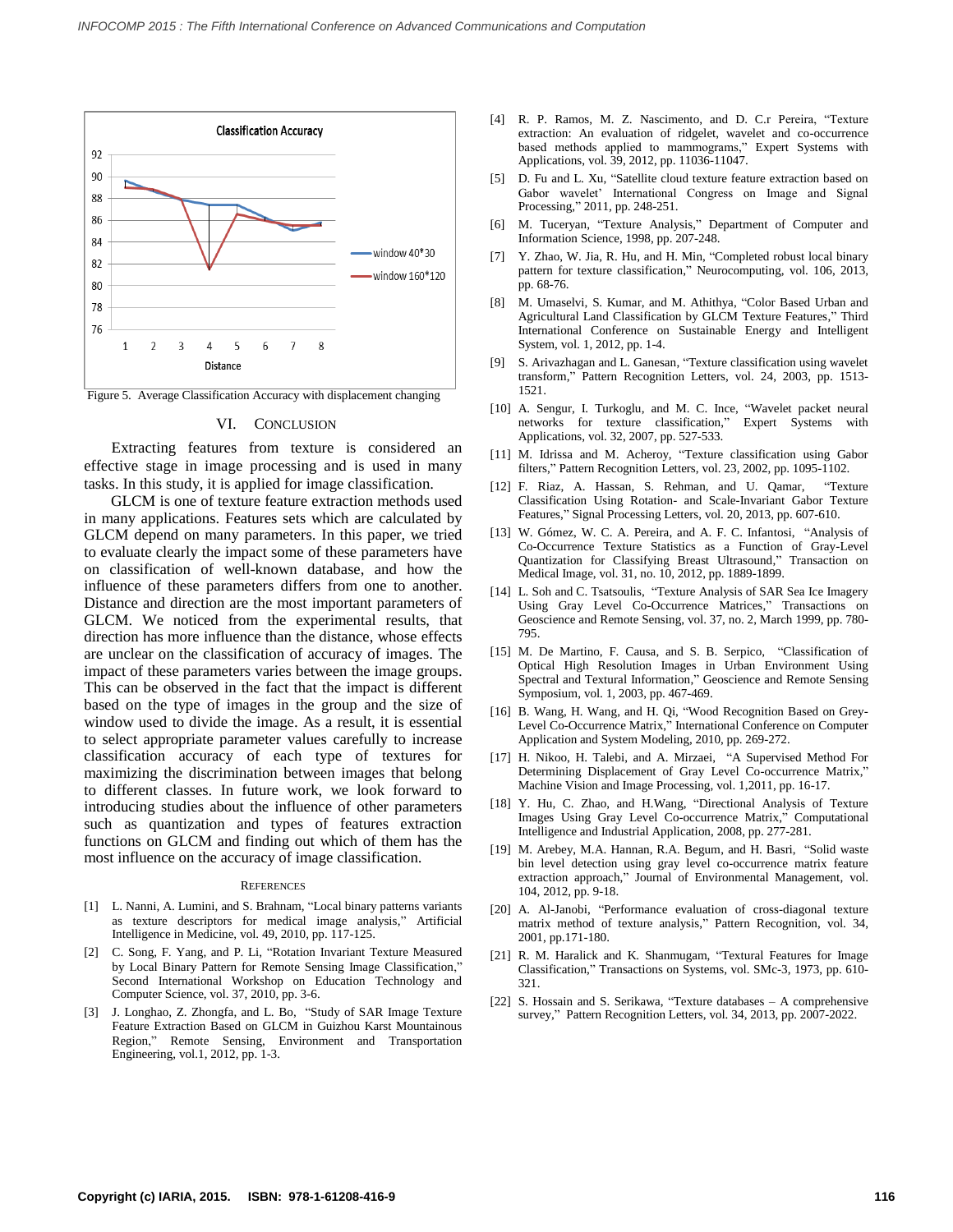Classification Accuracy

92
90
88
86
84
82
80
78
76

1 2 3 4 5 6 7 8

Distance

window 40*30
window 160*120

Figure 5. Average Classification Accuracy with displacement changing

## VI. CONCLUSION

Extracting features from texture is considered an effective stage in image processing and is used in many tasks. In this study, it is applied for image classification.

GLCM is one of texture feature extraction methods used in many applications. Features sets which are calculated by GLCM depend on many parameters. In this paper, we tried to evaluate clearly the impact some of these parameters have on classification of well-known database, and how the influence of these parameters differs from one to another. Distance and direction are the most important parameters of GLCM. We noticed from the experimental results, that direction has more influence than the distance, whose effects are unclear on the classification of accuracy of images. The impact of these parameters varies between the image groups. This can be observed in the fact that the impact is different based on the type of images in the group and the size of window used to divide the image. As a result, it is essential to select appropriate parameter values carefully to increase classification accuracy of each type of textures for maximizing the discrimination between images that belong to different classes. In future work, we look forward to introducing studies about the influence of other parameters such as quantization and types of features extraction functions on GLCM and finding out which of them has the most influence on the accuracy of image classification.

## REFERENCES

[1] L. Nanni, A. Lumini, and S. Brahnam, "Local binary patterns variants as texture descriptors for medical image analysis," Artificial Intelligence in Medicine, vol. 49, 2010, pp. 117-125.

[2] C. Song, F. Yang, and P. Li, "Rotation Invariant Texture Measured by Local Binary Pattern for Remote Sensing Image Classification," Second International Workshop on Education Technology and Computer Science, vol. 37, 2010, pp. 3-6.

[3] J. Longhao, Z. Zhongfa, and L. Bo, "Study of SAR Image Texture Feature Extraction Based on GLCM in Guizhou Karst Mountainous Region," Remote Sensing, Environment and Transportation Engineering, vol.1, 2012, pp. 1-3.

[4] R. P. Ramos, M. Z. Nascimento, and D. C.r Pereira, "Texture extraction: An evaluation of ridgelet, wavelet and co-occurrence based methods applied to mammograms," Expert Systems with Applications, vol. 39, 2012, pp. 11036-11047.

[5] D. Fu and L. Xu, "Satellite cloud texture feature extraction based on Gabor wavelet' International Congress on Image and Signal Processing," 2011, pp. 248-251.

[6] M. Tuceryan, "Texture Analysis," Department of Computer and Information Science, 1998, pp. 207-248.

[7] Y. Zhao, W. Jia, R. Hu, and H. Min, "Completed robust local binary pattern for texture classification," Neurocomputing, vol. 106, 2013, pp. 68-76.

[8] M. Umaselvi, S. Kumar, and M. Athithya, "Color Based Urban and Agricultural Land Classification by GLCM Texture Features," Third International Conference on Sustainable Energy and Intelligent System, vol. 1, 2012, pp. 1-4.

[9] S. Arivazhagan and L. Ganesan, "Texture classification using wavelet transform," Pattern Recognition Letters, vol. 24, 2003, pp. 1513-1521.

[10] A. Sengur, I. Turkoglu, and M. C. Ince, "Wavelet packet neural networks for texture classification," Expert Systems with Applications, vol. 32, 2007, pp. 527-533.

[11] M. Idrissa and M. Acheroy, "Texture classification using Gabor filters," Pattern Recognition Letters, vol. 23, 2002, pp. 1095-1102.

[12] F. Riaz, A. Hassan, S. Rehman, and U. Qamar, "Texture Classification Using Rotation- and Scale-Invariant Gabor Texture Features," Signal Processing Letters, vol. 20, 2013, pp. 607-610.

[13] W. Gómez, W. C. A. Pereira, and A. F. C. Infantosi, "Analysis of Co-Occurrence Texture Statistics as a Function of Gray-Level Quantization for Classifying Breast Ultrasound," Transaction on Medical Image, vol. 31, no. 10, 2012, pp. 1889-1899.

[14] L. Soh and C. Tsatsoulis, "Texture Analysis of SAR Sea Ice Imagery Using Gray Level Co-Occurrence Matrices," Transactions on Geoscience and Remote Sensing, vol. 37, no. 2, March 1999, pp. 780-795.

[15] M. De Martino, F. Causa, and S. B. Serpico, "Classification of Optical High Resolution Images in Urban Environment Using Spectral and Textural Information," Geoscience and Remote Sensing Symposium, vol. 1, 2003, pp. 467-469.

[16] B. Wang, H. Wang, and H. Qi, "Wood Recognition Based on Grey-Level Co-Occurrence Matrix," International Conference on Computer Application and System Modeling, 2010, pp. 269-272.

[17] H. Nikoo, H. Talebi, and A. Mirzaei, "A Supervised Method For Determining Displacement of Gray Level Co-occurrence Matrix," Machine Vision and Image Processing, vol. 1,2011, pp. 16-17.

[18] Y. Hu, C. Zhao, and H.Wang, "Directional Analysis of Texture Images Using Gray Level Co-occurrence Matrix," Computational Intelligence and Industrial Application, 2008, pp. 277-281.

[19] M. Arebey, M.A. Hannan, R.A. Begum, and H. Basri, "Solid waste bin level detection using gray level co-occurrence matrix feature extraction approach," Journal of Environmental Management, vol. 104, 2012, pp. 9-18.

[20] A. Al-Janobi, "Performance evaluation of cross-diagonal texture matrix method of texture analysis," Pattern Recognition, vol. 34, 2001, pp.171-180.

[21] R. M. Haralick and K. Shanmugam, "Textural Features for Image Classification," Transactions on Systems, vol. SMc-3, 1973, pp. 610-321.

[22] S. Hossain and S. Serikawa, "Texture databases – A comprehensive survey," Pattern Recognition Letters, vol. 34, 2013, pp. 2007-2022.